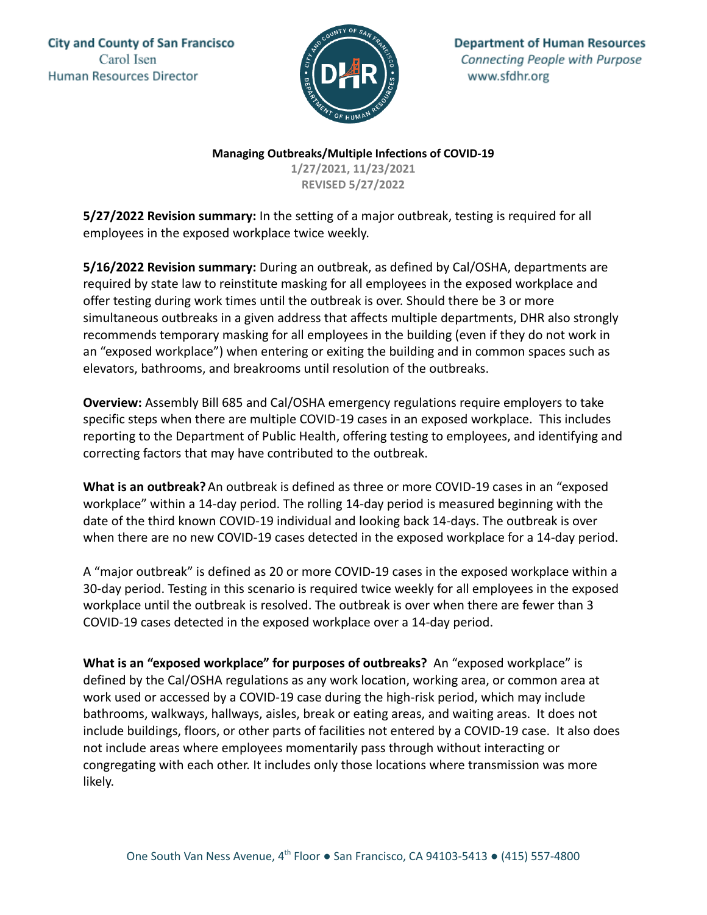City and County of San Francisco
Carol Isen
Human Resources Director

**Department of Human Resources**
*Connecting People with Purpose*
www.sfdhr.org

**Managing Outbreaks/Multiple Infections of COVID-19**
**1/27/2021, 11/23/2021**
**REVISED 5/27/2022**

**5/27/2022 Revision summary:** In the setting of a major outbreak, testing is required for all employees in the exposed workplace twice weekly.

**5/16/2022 Revision summary:** During an outbreak, as defined by Cal/OSHA, departments are required by state law to reinstitute masking for all employees in the exposed workplace and offer testing during work times until the outbreak is over. Should there be 3 or more simultaneous outbreaks in a given address that affects multiple departments, DHR also strongly recommends temporary masking for all employees in the building (even if they do not work in an "exposed workplace") when entering or exiting the building and in common spaces such as elevators, bathrooms, and breakrooms until resolution of the outbreaks.

**Overview:** Assembly Bill 685 and Cal/OSHA emergency regulations require employers to take specific steps when there are multiple COVID-19 cases in an exposed workplace. This includes reporting to the Department of Public Health, offering testing to employees, and identifying and correcting factors that may have contributed to the outbreak.

**What is an outbreak?** An outbreak is defined as three or more COVID-19 cases in an "exposed workplace" within a 14-day period. The rolling 14-day period is measured beginning with the date of the third known COVID-19 individual and looking back 14-days. The outbreak is over when there are no new COVID-19 cases detected in the exposed workplace for a 14-day period.

A "major outbreak" is defined as 20 or more COVID-19 cases in the exposed workplace within a 30-day period. Testing in this scenario is required twice weekly for all employees in the exposed workplace until the outbreak is resolved. The outbreak is over when there are fewer than 3 COVID-19 cases detected in the exposed workplace over a 14-day period.

**What is an "exposed workplace" for purposes of outbreaks?** An "exposed workplace" is defined by the Cal/OSHA regulations as any work location, working area, or common area at work used or accessed by a COVID-19 case during the high-risk period, which may include bathrooms, walkways, hallways, aisles, break or eating areas, and waiting areas. It does not include buildings, floors, or other parts of facilities not entered by a COVID-19 case. It also does not include areas where employees momentarily pass through without interacting or congregating with each other. It includes only those locations where transmission was more likely.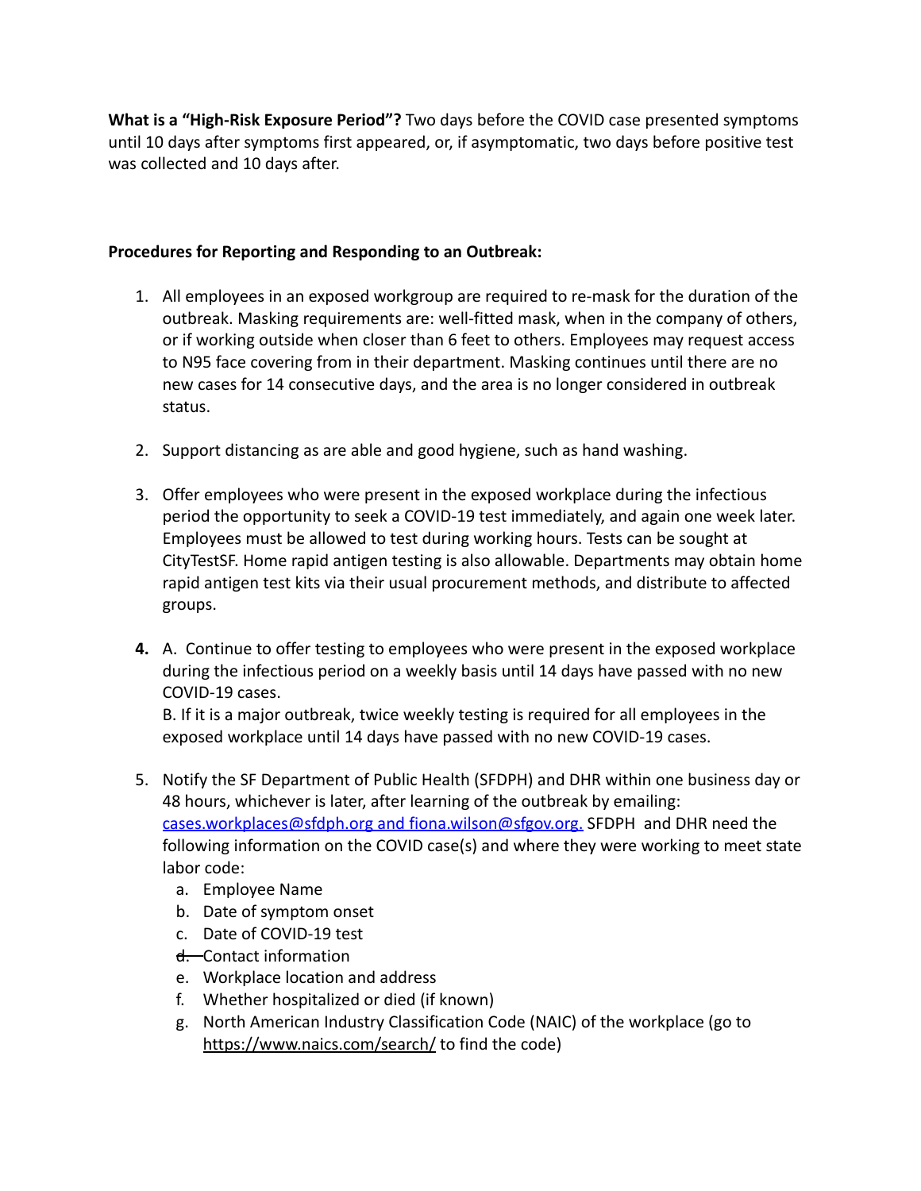**What is a "High-Risk Exposure Period"?** Two days before the COVID case presented symptoms until 10 days after symptoms first appeared, or, if asymptomatic, two days before positive test was collected and 10 days after.

**Procedures for Reporting and Responding to an Outbreak:**

1. All employees in an exposed workgroup are required to re-mask for the duration of the outbreak. Masking requirements are: well-fitted mask, when in the company of others, or if working outside when closer than 6 feet to others. Employees may request access to N95 face covering from in their department. Masking continues until there are no new cases for 14 consecutive days, and the area is no longer considered in outbreak status.

2. Support distancing as are able and good hygiene, such as hand washing.

3. Offer employees who were present in the exposed workplace during the infectious period the opportunity to seek a COVID-19 test immediately, and again one week later. Employees must be allowed to test during working hours. Tests can be sought at CityTestSF. Home rapid antigen testing is also allowable. Departments may obtain home rapid antigen test kits via their usual procurement methods, and distribute to affected groups.

4. A. Continue to offer testing to employees who were present in the exposed workplace during the infectious period on a weekly basis until 14 days have passed with no new COVID-19 cases.
   B. If it is a major outbreak, twice weekly testing is required for all employees in the exposed workplace until 14 days have passed with no new COVID-19 cases.

5. Notify the SF Department of Public Health (SFDPH) and DHR within one business day or 48 hours, whichever is later, after learning of the outbreak by emailing: cases.workplaces@sfdph.org and fiona.wilson@sfgov.org. SFDPH and DHR need the following information on the COVID case(s) and where they were working to meet state labor code:
   a. Employee Name
   b. Date of symptom onset
   c. Date of COVID-19 test
   d. Contact information
   e. Workplace location and address
   f. Whether hospitalized or died (if known)
   g. North American Industry Classification Code (NAIC) of the workplace (go to https://www.naics.com/search/ to find the code)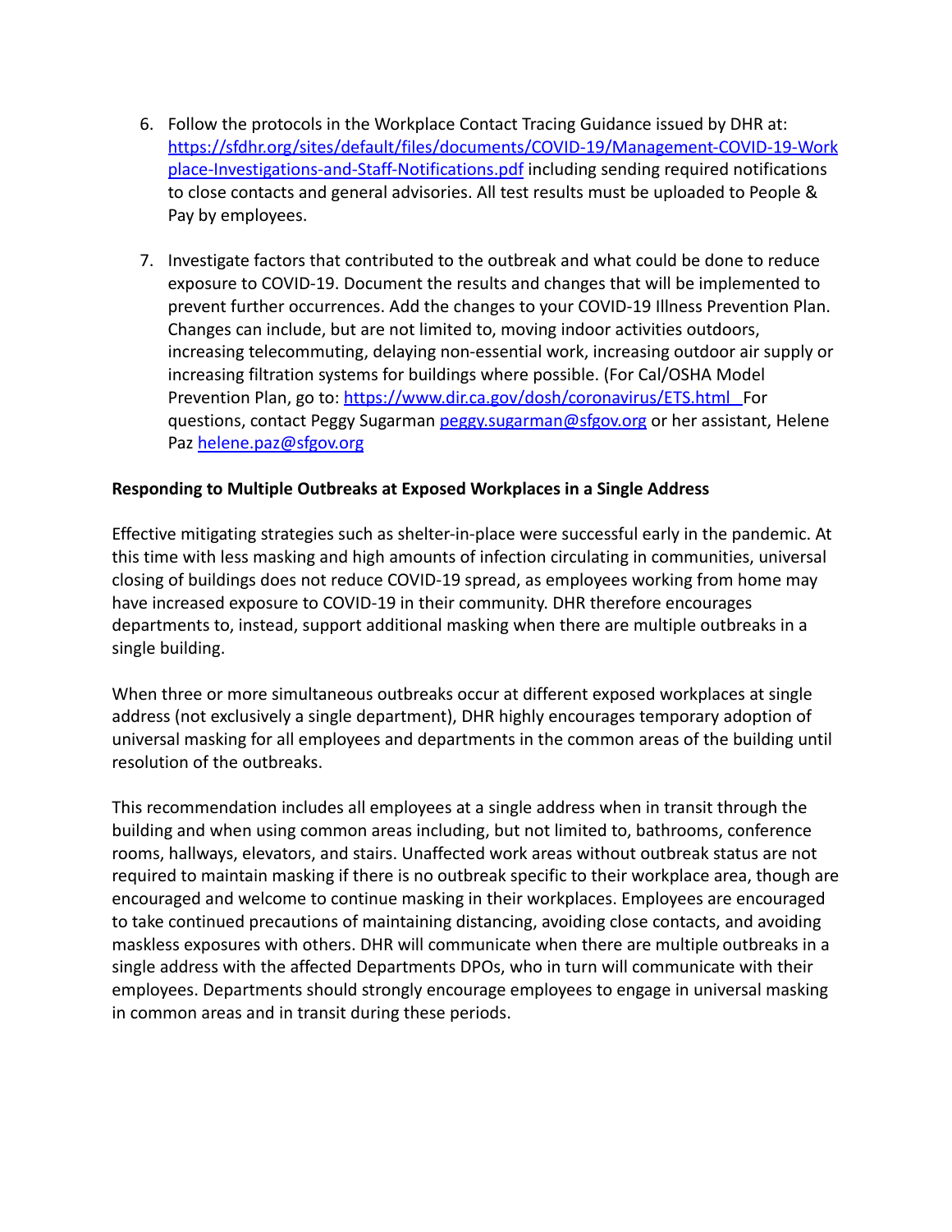6. Follow the protocols in the Workplace Contact Tracing Guidance issued by DHR at: [https://sfdhr.org/sites/default/files/documents/COVID-19/Management-COVID-19-Workplace-Investigations-and-Staff-Notifications.pdf](https://sfdhr.org/sites/default/files/documents/COVID-19/Management-COVID-19-Workplace-Investigations-and-Staff-Notifications.pdf) including sending required notifications to close contacts and general advisories. All test results must be uploaded to People & Pay by employees.

7. Investigate factors that contributed to the outbreak and what could be done to reduce exposure to COVID-19. Document the results and changes that will be implemented to prevent further occurrences. Add the changes to your COVID-19 Illness Prevention Plan. Changes can include, but are not limited to, moving indoor activities outdoors, increasing telecommuting, delaying non-essential work, increasing outdoor air supply or increasing filtration systems for buildings where possible. (For Cal/OSHA Model Prevention Plan, go to: [https://www.dir.ca.gov/dosh/coronavirus/ETS.html](https://www.dir.ca.gov/dosh/coronavirus/ETS.html) For questions, contact Peggy Sugarman [peggy.sugarman@sfgov.org](mailto:peggy.sugarman@sfgov.org) or her assistant, Helene Paz [helene.paz@sfgov.org](mailto:helene.paz@sfgov.org)

**Responding to Multiple Outbreaks at Exposed Workplaces in a Single Address**

Effective mitigating strategies such as shelter-in-place were successful early in the pandemic. At this time with less masking and high amounts of infection circulating in communities, universal closing of buildings does not reduce COVID-19 spread, as employees working from home may have increased exposure to COVID-19 in their community. DHR therefore encourages departments to, instead, support additional masking when there are multiple outbreaks in a single building.

When three or more simultaneous outbreaks occur at different exposed workplaces at single address (not exclusively a single department), DHR highly encourages temporary adoption of universal masking for all employees and departments in the common areas of the building until resolution of the outbreaks.

This recommendation includes all employees at a single address when in transit through the building and when using common areas including, but not limited to, bathrooms, conference rooms, hallways, elevators, and stairs. Unaffected work areas without outbreak status are not required to maintain masking if there is no outbreak specific to their workplace area, though are encouraged and welcome to continue masking in their workplaces. Employees are encouraged to take continued precautions of maintaining distancing, avoiding close contacts, and avoiding maskless exposures with others. DHR will communicate when there are multiple outbreaks in a single address with the affected Departments DPOs, who in turn will communicate with their employees. Departments should strongly encourage employees to engage in universal masking in common areas and in transit during these periods.